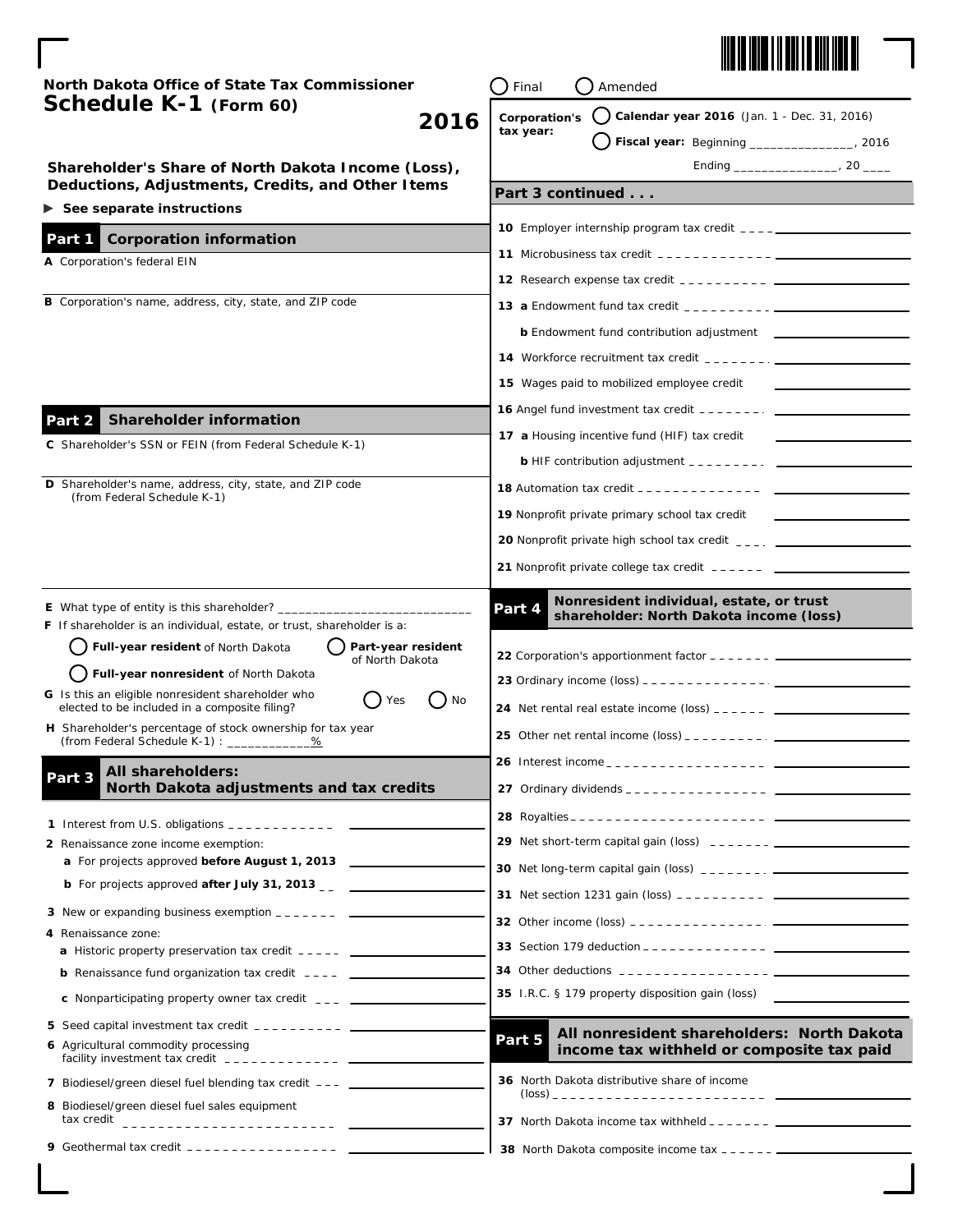North Dakota Office of State Tax Commissioner

# Schedule K-1 (Form 60)

**2016**

**Shareholder's Share of North Dakota Income (Loss), Deductions, Adjustments, Credits, and Other Items**

▶ **See separate instructions**

◯ Final ◯ Amended

**Corporation's tax year:** ◯ **Calendar year 2016** (Jan. 1 - Dec. 31, 2016)

◯ **Fiscal year:** Beginning _______________, 2016

Ending _______________, 20 ____

## Part 1 Corporation information

**A** Corporation's federal EIN

**B** Corporation's name, address, city, state, and ZIP code

## Part 2 Shareholder information

**C** Shareholder's SSN or FEIN (from Federal Schedule K-1)

**D** Shareholder's name, address, city, state, and ZIP code (from Federal Schedule K-1)

**E** What type of entity is this shareholder? ____________________________

**F** If shareholder is an individual, estate, or trust, shareholder is a:

◯ **Full-year resident** of North Dakota ◯ **Part-year resident** of North Dakota

◯ **Full-year nonresident** of North Dakota

**G** Is this an eligible nonresident shareholder who elected to be included in a composite filing? ◯ Yes ◯ No

**H** Shareholder's percentage of stock ownership for tax year (from Federal Schedule K-1) : ____________%

## Part 3 All shareholders: North Dakota adjustments and tax credits

**1** Interest from U.S. obligations

**2** Renaissance zone income exemption:

**a** For projects approved **before August 1, 2013**

**b** For projects approved **after July 31, 2013**

**3** New or expanding business exemption

**4** Renaissance zone:

**a** Historic property preservation tax credit

**b** Renaissance fund organization tax credit

**c** Nonparticipating property owner tax credit

**5** Seed capital investment tax credit

**6** Agricultural commodity processing facility investment tax credit

**7** Biodiesel/green diesel fuel blending tax credit

**8** Biodiesel/green diesel fuel sales equipment tax credit

**9** Geothermal tax credit

## Part 3 continued . . .

**10** Employer internship program tax credit

**11** Microbusiness tax credit

**12** Research expense tax credit

**13 a** Endowment fund tax credit

**b** Endowment fund contribution adjustment

**14** Workforce recruitment tax credit

**15** Wages paid to mobilized employee credit

**16** Angel fund investment tax credit

**17 a** Housing incentive fund (HIF) tax credit

**b** HIF contribution adjustment

**18** Automation tax credit

**19** Nonprofit private primary school tax credit

**20** Nonprofit private high school tax credit

**21** Nonprofit private college tax credit

## Part 4 Nonresident individual, estate, or trust shareholder: North Dakota income (loss)

**22** Corporation's apportionment factor

**23** Ordinary income (loss)

**24** Net rental real estate income (loss)

**25** Other net rental income (loss)

**26** Interest income

**27** Ordinary dividends

**28** Royalties

**29** Net short-term capital gain (loss)

**30** Net long-term capital gain (loss)

**31** Net section 1231 gain (loss)

**32** Other income (loss)

**33** Section 179 deduction

**34** Other deductions

**35** I.R.C. § 179 property disposition gain (loss)

## Part 5 All nonresident shareholders: North Dakota income tax withheld or composite tax paid

**36** North Dakota distributive share of income (loss)

**37** North Dakota income tax withheld

**38** North Dakota composite income tax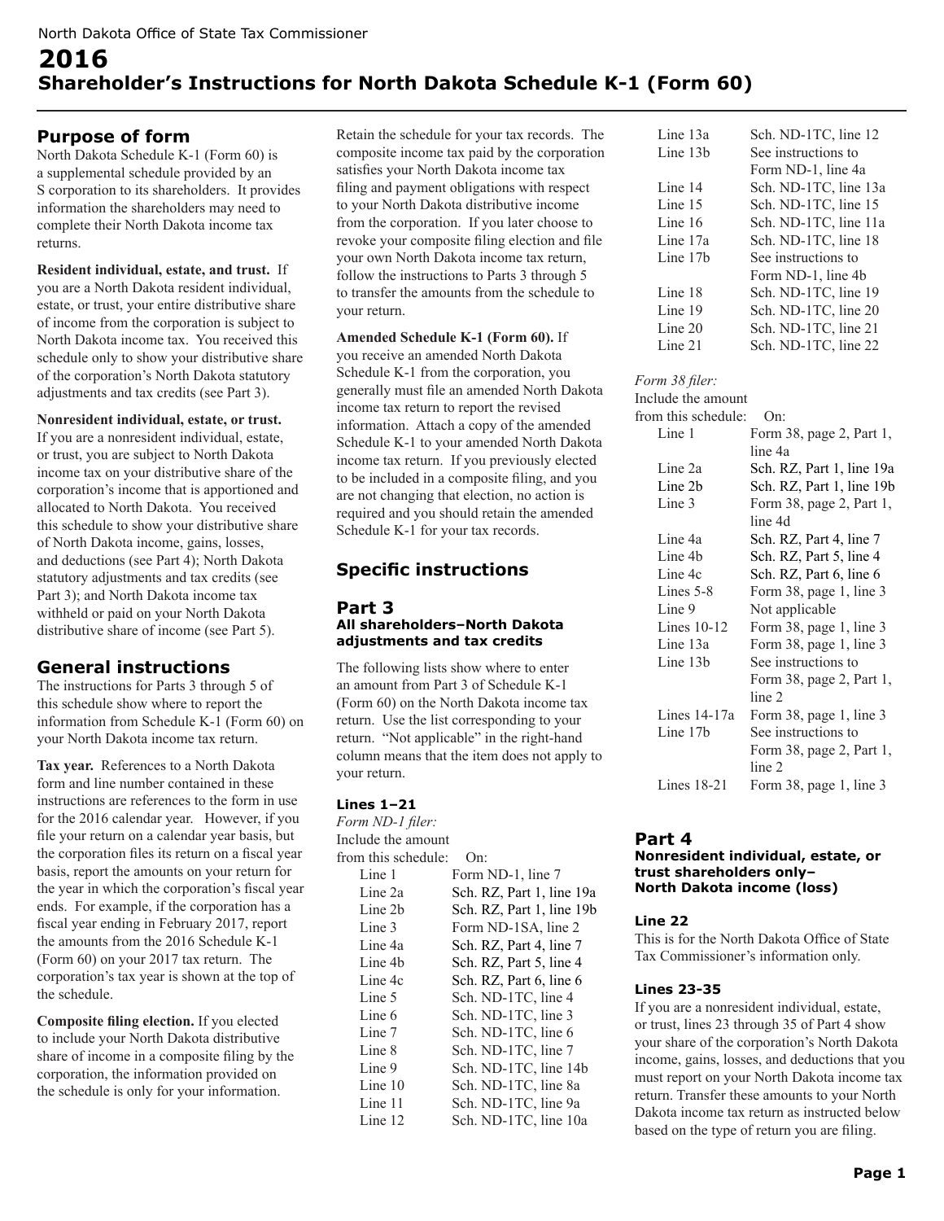North Dakota Office of State Tax Commissioner

# 2016
# Shareholder's Instructions for North Dakota Schedule K-1 (Form 60)

## Purpose of form

North Dakota Schedule K-1 (Form 60) is a supplemental schedule provided by an S corporation to its shareholders. It provides information the shareholders may need to complete their North Dakota income tax returns.

**Resident individual, estate, and trust.** If you are a North Dakota resident individual, estate, or trust, your entire distributive share of income from the corporation is subject to North Dakota income tax. You received this schedule only to show your distributive share of the corporation's North Dakota statutory adjustments and tax credits (see Part 3).

**Nonresident individual, estate, or trust.** If you are a nonresident individual, estate, or trust, you are subject to North Dakota income tax on your distributive share of the corporation's income that is apportioned and allocated to North Dakota. You received this schedule to show your distributive share of North Dakota income, gains, losses, and deductions (see Part 4); North Dakota statutory adjustments and tax credits (see Part 3); and North Dakota income tax withheld or paid on your North Dakota distributive share of income (see Part 5).

## General instructions

The instructions for Parts 3 through 5 of this schedule show where to report the information from Schedule K-1 (Form 60) on your North Dakota income tax return.

**Tax year.** References to a North Dakota form and line number contained in these instructions are references to the form in use for the 2016 calendar year. However, if you file your return on a calendar year basis, but the corporation files its return on a fiscal year basis, report the amounts on your return for the year in which the corporation's fiscal year ends. For example, if the corporation has a fiscal year ending in February 2017, report the amounts from the 2016 Schedule K-1 (Form 60) on your 2017 tax return. The corporation's tax year is shown at the top of the schedule.

**Composite filing election.** If you elected to include your North Dakota distributive share of income in a composite filing by the corporation, the information provided on the schedule is only for your information. Retain the schedule for your tax records. The composite income tax paid by the corporation satisfies your North Dakota income tax filing and payment obligations with respect to your North Dakota distributive income from the corporation. If you later choose to revoke your composite filing election and file your own North Dakota income tax return, follow the instructions to Parts 3 through 5 to transfer the amounts from the schedule to your return.

**Amended Schedule K-1 (Form 60).** If you receive an amended North Dakota Schedule K-1 from the corporation, you generally must file an amended North Dakota income tax return to report the revised information. Attach a copy of the amended Schedule K-1 to your amended North Dakota income tax return. If you previously elected to be included in a composite filing, and you are not changing that election, no action is required and you should retain the amended Schedule K-1 for your tax records.

## Specific instructions

### Part 3
#### All shareholders–North Dakota adjustments and tax credits

The following lists show where to enter an amount from Part 3 of Schedule K-1 (Form 60) on the North Dakota income tax return. Use the list corresponding to your return. "Not applicable" in the right-hand column means that the item does not apply to your return.

#### Lines 1–21

*Form ND-1 filer:*

| Include the amount from this schedule: | On: |
|---|---|
| Line 1 | Form ND-1, line 7 |
| Line 2a | Sch. RZ, Part 1, line 19a |
| Line 2b | Sch. RZ, Part 1, line 19b |
| Line 3 | Form ND-1SA, line 2 |
| Line 4a | Sch. RZ, Part 4, line 7 |
| Line 4b | Sch. RZ, Part 5, line 4 |
| Line 4c | Sch. RZ, Part 6, line 6 |
| Line 5 | Sch. ND-1TC, line 4 |
| Line 6 | Sch. ND-1TC, line 3 |
| Line 7 | Sch. ND-1TC, line 6 |
| Line 8 | Sch. ND-1TC, line 7 |
| Line 9 | Sch. ND-1TC, line 14b |
| Line 10 | Sch. ND-1TC, line 8a |
| Line 11 | Sch. ND-1TC, line 9a |
| Line 12 | Sch. ND-1TC, line 10a |
| Line 13a | Sch. ND-1TC, line 12 |
| Line 13b | See instructions to Form ND-1, line 4a |
| Line 14 | Sch. ND-1TC, line 13a |
| Line 15 | Sch. ND-1TC, line 15 |
| Line 16 | Sch. ND-1TC, line 11a |
| Line 17a | Sch. ND-1TC, line 18 |
| Line 17b | See instructions to Form ND-1, line 4b |
| Line 18 | Sch. ND-1TC, line 19 |
| Line 19 | Sch. ND-1TC, line 20 |
| Line 20 | Sch. ND-1TC, line 21 |
| Line 21 | Sch. ND-1TC, line 22 |

*Form 38 filer:*

| Include the amount from this schedule: | On: |
|---|---|
| Line 1 | Form 38, page 2, Part 1, line 4a |
| Line 2a | Sch. RZ, Part 1, line 19a |
| Line 2b | Sch. RZ, Part 1, line 19b |
| Line 3 | Form 38, page 2, Part 1, line 4d |
| Line 4a | Sch. RZ, Part 4, line 7 |
| Line 4b | Sch. RZ, Part 5, line 4 |
| Line 4c | Sch. RZ, Part 6, line 6 |
| Lines 5-8 | Form 38, page 1, line 3 |
| Line 9 | Not applicable |
| Lines 10-12 | Form 38, page 1, line 3 |
| Line 13a | Form 38, page 1, line 3 |
| Line 13b | See instructions to Form 38, page 2, Part 1, line 2 |
| Lines 14-17a | Form 38, page 1, line 3 |
| Line 17b | See instructions to Form 38, page 2, Part 1, line 2 |
| Lines 18-21 | Form 38, page 1, line 3 |

### Part 4
#### Nonresident individual, estate, or trust shareholders only– North Dakota income (loss)

#### Line 22

This is for the North Dakota Office of State Tax Commissioner's information only.

#### Lines 23-35

If you are a nonresident individual, estate, or trust, lines 23 through 35 of Part 4 show your share of the corporation's North Dakota income, gains, losses, and deductions that you must report on your North Dakota income tax return. Transfer these amounts to your North Dakota income tax return as instructed below based on the type of return you are filing.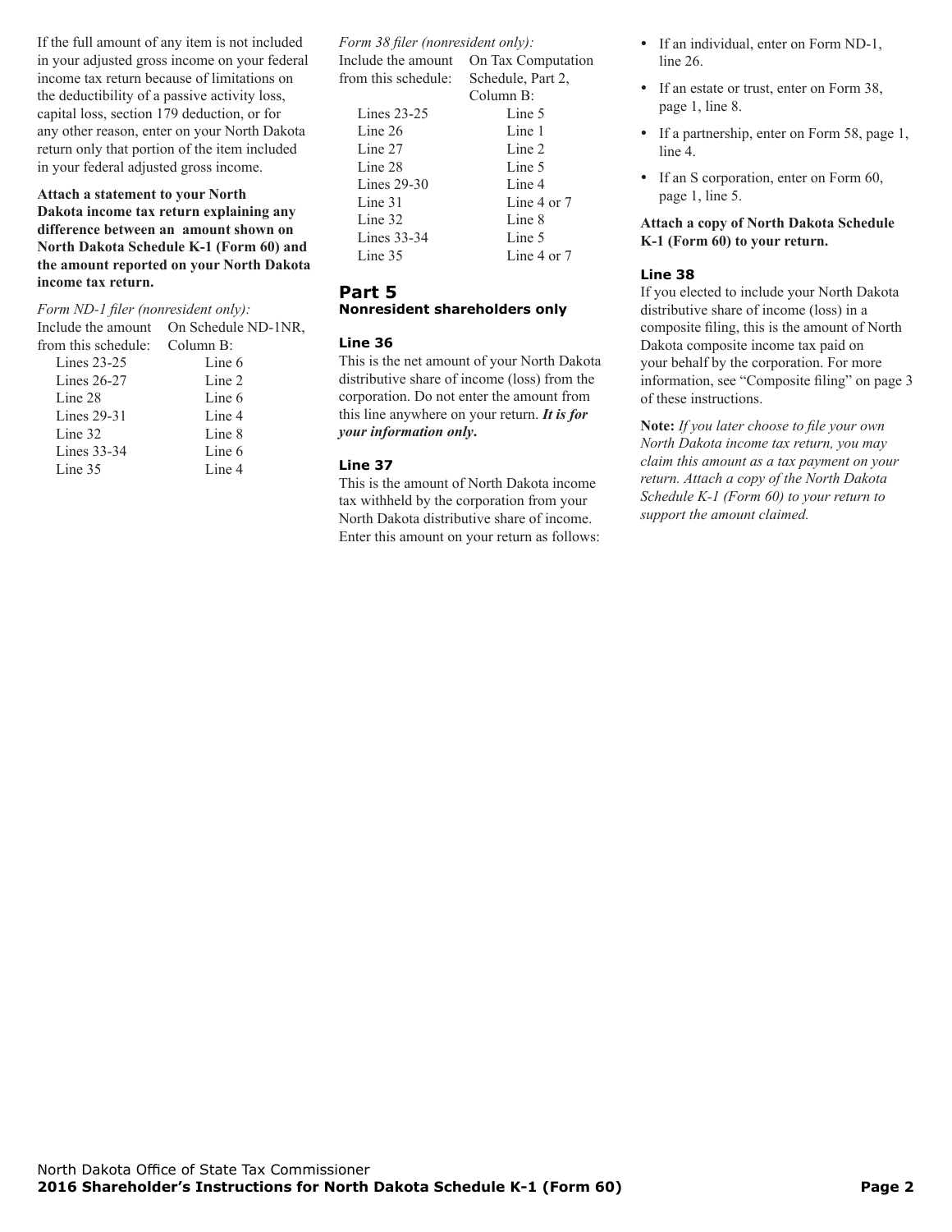If the full amount of any item is not included in your adjusted gross income on your federal income tax return because of limitations on the deductibility of a passive activity loss, capital loss, section 179 deduction, or for any other reason, enter on your North Dakota return only that portion of the item included in your federal adjusted gross income.

**Attach a statement to your North Dakota income tax return explaining any difference between an amount shown on North Dakota Schedule K-1 (Form 60) and the amount reported on your North Dakota income tax return.**

*Form ND-1 filer (nonresident only):*

| Include the amount from this schedule: | On Schedule ND-1NR, Column B: |
|---|---|
| Lines 23-25 | Line 6 |
| Lines 26-27 | Line 2 |
| Line 28 | Line 6 |
| Lines 29-31 | Line 4 |
| Line 32 | Line 8 |
| Lines 33-34 | Line 6 |
| Line 35 | Line 4 |

*Form 38 filer (nonresident only):*

| Include the amount from this schedule: | On Tax Computation Schedule, Part 2, Column B: |
|---|---|
| Lines 23-25 | Line 5 |
| Line 26 | Line 1 |
| Line 27 | Line 2 |
| Line 28 | Line 5 |
| Lines 29-30 | Line 4 |
| Line 31 | Line 4 or 7 |
| Line 32 | Line 8 |
| Lines 33-34 | Line 5 |
| Line 35 | Line 4 or 7 |

## Part 5

**Nonresident shareholders only**

### Line 36

This is the net amount of your North Dakota distributive share of income (loss) from the corporation. Do not enter the amount from this line anywhere on your return. ***It is for your information only*.**

### Line 37

This is the amount of North Dakota income tax withheld by the corporation from your North Dakota distributive share of income. Enter this amount on your return as follows:

- If an individual, enter on Form ND-1, line 26.
- If an estate or trust, enter on Form 38, page 1, line 8.
- If a partnership, enter on Form 58, page 1, line 4.
- If an S corporation, enter on Form 60, page 1, line 5.

**Attach a copy of North Dakota Schedule K-1 (Form 60) to your return.**

### Line 38

If you elected to include your North Dakota distributive share of income (loss) in a composite filing, this is the amount of North Dakota composite income tax paid on your behalf by the corporation. For more information, see "Composite filing" on page 3 of these instructions.

**Note:** *If you later choose to file your own North Dakota income tax return, you may claim this amount as a tax payment on your return. Attach a copy of the North Dakota Schedule K-1 (Form 60) to your return to support the amount claimed.*